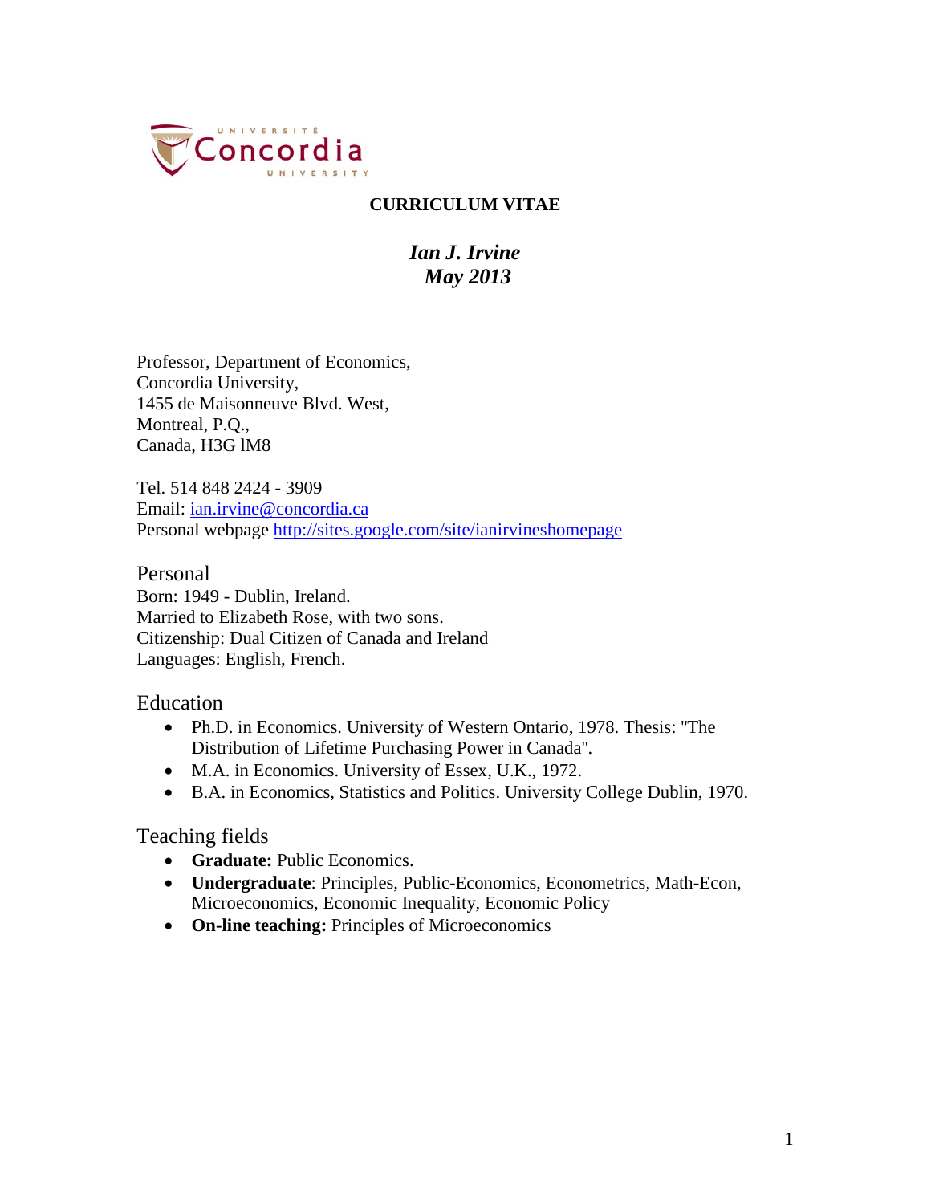# CURRICULUM VITAE

*Ian J. Irvine*
*May 2013*

Professor, Department of Economics,
Concordia University,
1455 de Maisonneuve Blvd. West,
Montreal, P.Q.,
Canada, H3G lM8

Tel. 514 848 2424 - 3909
Email: ian.irvine@concordia.ca
Personal webpage http://sites.google.com/site/ianirvineshomepage

## Personal

Born: 1949 - Dublin, Ireland.
Married to Elizabeth Rose, with two sons.
Citizenship: Dual Citizen of Canada and Ireland
Languages: English, French.

## Education

- Ph.D. in Economics. University of Western Ontario, 1978. Thesis: "The Distribution of Lifetime Purchasing Power in Canada".
- M.A. in Economics. University of Essex, U.K., 1972.
- B.A. in Economics, Statistics and Politics. University College Dublin, 1970.

## Teaching fields

- **Graduate:** Public Economics.
- **Undergraduate**: Principles, Public-Economics, Econometrics, Math-Econ, Microeconomics, Economic Inequality, Economic Policy
- **On-line teaching:** Principles of Microeconomics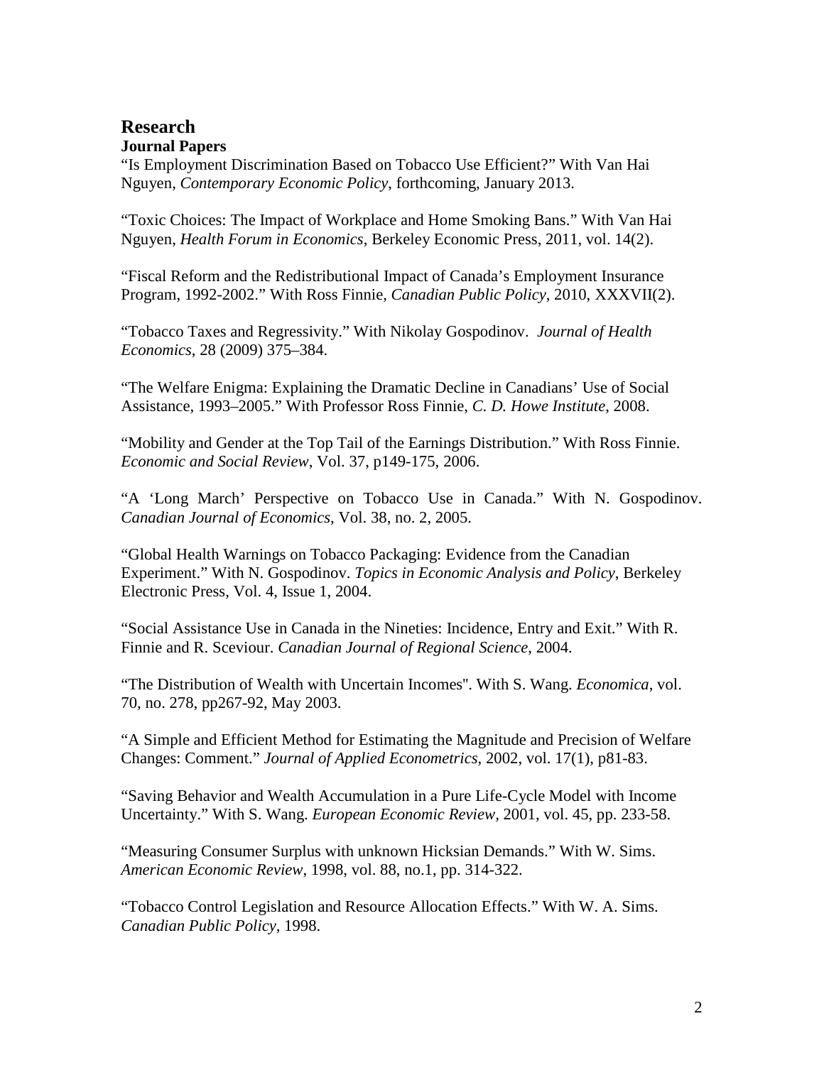# Research

## Journal Papers

"Is Employment Discrimination Based on Tobacco Use Efficient?" With Van Hai Nguyen, *Contemporary Economic Policy*, forthcoming, January 2013.

"Toxic Choices: The Impact of Workplace and Home Smoking Bans." With Van Hai Nguyen, *Health Forum in Economics*, Berkeley Economic Press, 2011, vol. 14(2).

"Fiscal Reform and the Redistributional Impact of Canada's Employment Insurance Program, 1992-2002." With Ross Finnie, *Canadian Public Policy*, 2010, XXXVII(2).

"Tobacco Taxes and Regressivity." With Nikolay Gospodinov. *Journal of Health Economics*, 28 (2009) 375–384.

"The Welfare Enigma: Explaining the Dramatic Decline in Canadians' Use of Social Assistance, 1993–2005." With Professor Ross Finnie, *C. D. Howe Institute*, 2008.

"Mobility and Gender at the Top Tail of the Earnings Distribution." With Ross Finnie. *Economic and Social Review*, Vol. 37, p149-175, 2006.

"A 'Long March' Perspective on Tobacco Use in Canada." With N. Gospodinov. *Canadian Journal of Economics*, Vol. 38, no. 2, 2005.

"Global Health Warnings on Tobacco Packaging: Evidence from the Canadian Experiment." With N. Gospodinov. *Topics in Economic Analysis and Policy*, Berkeley Electronic Press, Vol. 4, Issue 1, 2004.

"Social Assistance Use in Canada in the Nineties: Incidence, Entry and Exit." With R. Finnie and R. Sceviour. *Canadian Journal of Regional Science*, 2004.

"The Distribution of Wealth with Uncertain Incomes". With S. Wang. *Economica*, vol. 70, no. 278, pp267-92, May 2003.

"A Simple and Efficient Method for Estimating the Magnitude and Precision of Welfare Changes: Comment." *Journal of Applied Econometrics*, 2002, vol. 17(1), p81-83.

"Saving Behavior and Wealth Accumulation in a Pure Life-Cycle Model with Income Uncertainty." With S. Wang. *European Economic Review*, 2001, vol. 45, pp. 233-58.

"Measuring Consumer Surplus with unknown Hicksian Demands." With W. Sims. *American Economic Review*, 1998, vol. 88, no.1, pp. 314-322.

"Tobacco Control Legislation and Resource Allocation Effects." With W. A. Sims. *Canadian Public Policy*, 1998.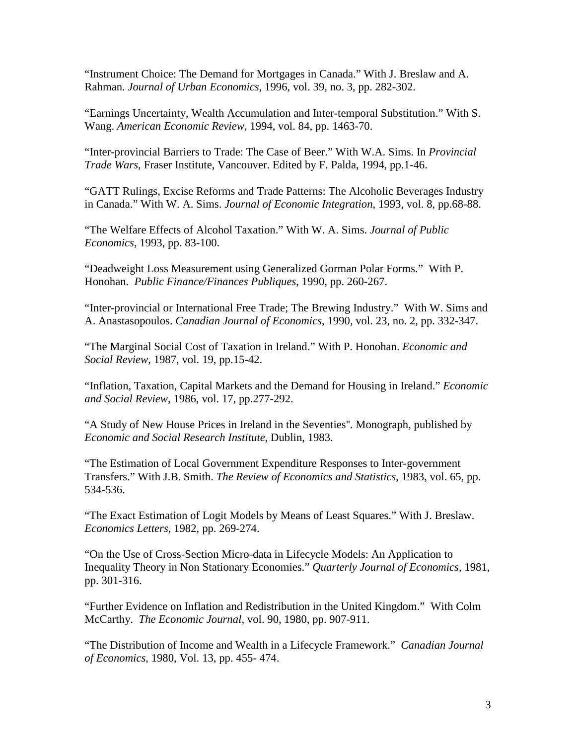"Instrument Choice: The Demand for Mortgages in Canada." With J. Breslaw and A. Rahman. *Journal of Urban Economics*, 1996, vol. 39, no. 3, pp. 282-302.

"Earnings Uncertainty, Wealth Accumulation and Inter-temporal Substitution." With S. Wang. *American Economic Review*, 1994, vol. 84, pp. 1463-70.

"Inter-provincial Barriers to Trade: The Case of Beer." With W.A. Sims. In *Provincial Trade Wars*, Fraser Institute, Vancouver. Edited by F. Palda, 1994, pp.1-46.

"GATT Rulings, Excise Reforms and Trade Patterns: The Alcoholic Beverages Industry in Canada." With W. A. Sims. *Journal of Economic Integration*, 1993, vol. 8, pp.68-88.

"The Welfare Effects of Alcohol Taxation." With W. A. Sims. *Journal of Public Economics*, 1993, pp. 83-100.

"Deadweight Loss Measurement using Generalized Gorman Polar Forms." With P. Honohan. *Public Finance/Finances Publiques*, 1990, pp. 260-267.

"Inter-provincial or International Free Trade; The Brewing Industry." With W. Sims and A. Anastasopoulos. *Canadian Journal of Economics*, 1990, vol. 23, no. 2, pp. 332-347.

"The Marginal Social Cost of Taxation in Ireland." With P. Honohan. *Economic and Social Review*, 1987, vol. 19, pp.15-42.

"Inflation, Taxation, Capital Markets and the Demand for Housing in Ireland." *Economic and Social Review*, 1986, vol. 17, pp.277-292.

"A Study of New House Prices in Ireland in the Seventies". Monograph, published by *Economic and Social Research Institute*, Dublin, 1983.

"The Estimation of Local Government Expenditure Responses to Inter-government Transfers." With J.B. Smith. *The Review of Economics and Statistics*, 1983, vol. 65, pp. 534-536.

"The Exact Estimation of Logit Models by Means of Least Squares." With J. Breslaw. *Economics Letters*, 1982, pp. 269-274.

"On the Use of Cross-Section Micro-data in Lifecycle Models: An Application to Inequality Theory in Non Stationary Economies." *Quarterly Journal of Economics*, 1981, pp. 301-316.

"Further Evidence on Inflation and Redistribution in the United Kingdom." With Colm McCarthy. *The Economic Journal*, vol. 90, 1980, pp. 907-911.

"The Distribution of Income and Wealth in a Lifecycle Framework." *Canadian Journal of Economics*, 1980, Vol. 13, pp. 455- 474.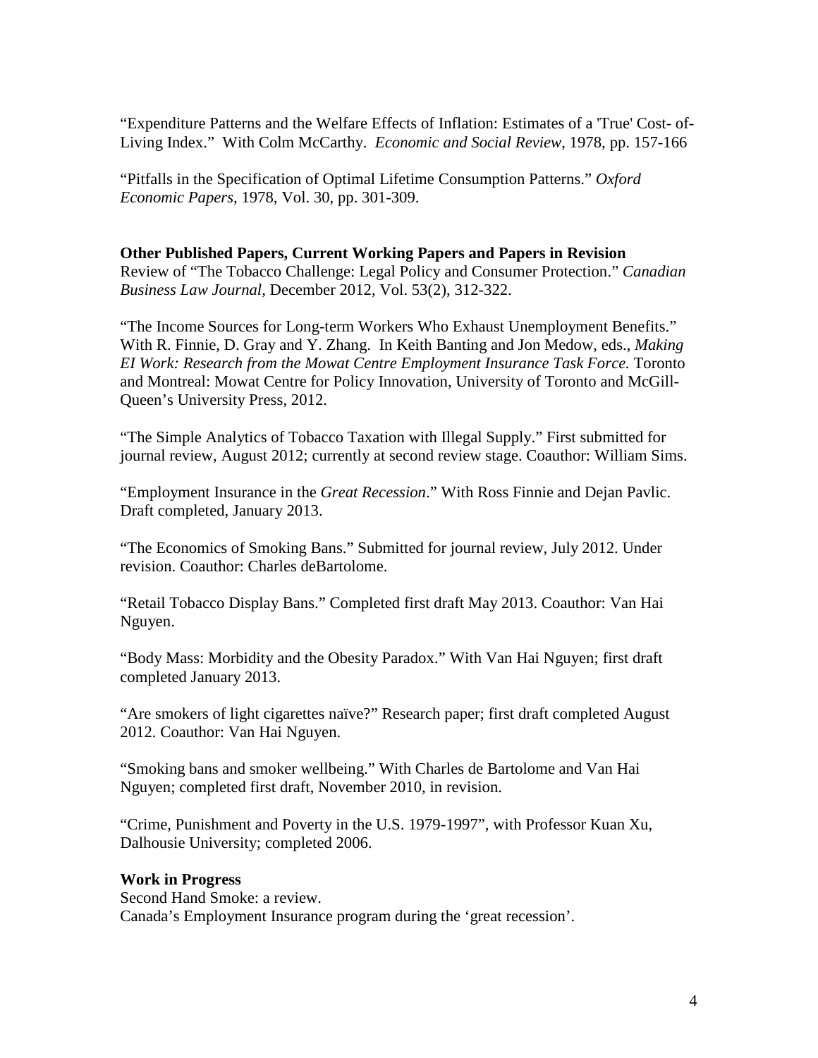"Expenditure Patterns and the Welfare Effects of Inflation: Estimates of a 'True' Cost- of-Living Index." With Colm McCarthy. *Economic and Social Review*, 1978, pp. 157-166

"Pitfalls in the Specification of Optimal Lifetime Consumption Patterns." *Oxford Economic Papers*, 1978, Vol. 30, pp. 301-309.

**Other Published Papers, Current Working Papers and Papers in Revision**

Review of "The Tobacco Challenge: Legal Policy and Consumer Protection." *Canadian Business Law Journal*, December 2012, Vol. 53(2), 312-322.

"The Income Sources for Long-term Workers Who Exhaust Unemployment Benefits." With R. Finnie, D. Gray and Y. Zhang. In Keith Banting and Jon Medow, eds., *Making EI Work: Research from the Mowat Centre Employment Insurance Task Force.* Toronto and Montreal: Mowat Centre for Policy Innovation, University of Toronto and McGill-Queen's University Press, 2012.

"The Simple Analytics of Tobacco Taxation with Illegal Supply." First submitted for journal review, August 2012; currently at second review stage. Coauthor: William Sims.

"Employment Insurance in the *Great Recession*." With Ross Finnie and Dejan Pavlic. Draft completed, January 2013.

"The Economics of Smoking Bans." Submitted for journal review, July 2012. Under revision. Coauthor: Charles deBartolome.

"Retail Tobacco Display Bans." Completed first draft May 2013. Coauthor: Van Hai Nguyen.

"Body Mass: Morbidity and the Obesity Paradox." With Van Hai Nguyen; first draft completed January 2013.

"Are smokers of light cigarettes naïve?" Research paper; first draft completed August 2012. Coauthor: Van Hai Nguyen.

"Smoking bans and smoker wellbeing." With Charles de Bartolome and Van Hai Nguyen; completed first draft, November 2010, in revision.

"Crime, Punishment and Poverty in the U.S. 1979-1997", with Professor Kuan Xu, Dalhousie University; completed 2006.

**Work in Progress**

Second Hand Smoke: a review.
Canada's Employment Insurance program during the 'great recession'.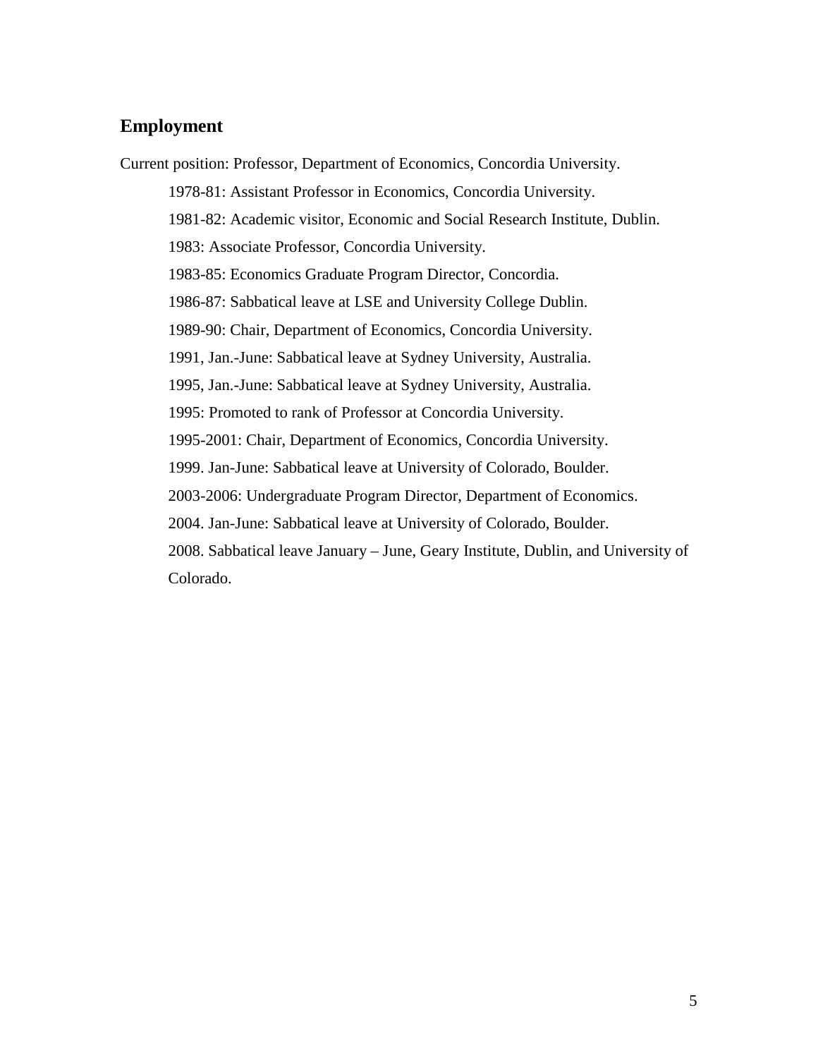## Employment

Current position: Professor, Department of Economics, Concordia University.

1978-81: Assistant Professor in Economics, Concordia University.

1981-82: Academic visitor, Economic and Social Research Institute, Dublin.

1983: Associate Professor, Concordia University.

1983-85: Economics Graduate Program Director, Concordia.

1986-87: Sabbatical leave at LSE and University College Dublin.

1989-90: Chair, Department of Economics, Concordia University.

1991, Jan.-June: Sabbatical leave at Sydney University, Australia.

1995, Jan.-June: Sabbatical leave at Sydney University, Australia.

1995: Promoted to rank of Professor at Concordia University.

1995-2001: Chair, Department of Economics, Concordia University.

1999. Jan-June: Sabbatical leave at University of Colorado, Boulder.

2003-2006: Undergraduate Program Director, Department of Economics.

2004. Jan-June: Sabbatical leave at University of Colorado, Boulder.

2008. Sabbatical leave January – June, Geary Institute, Dublin, and University of Colorado.